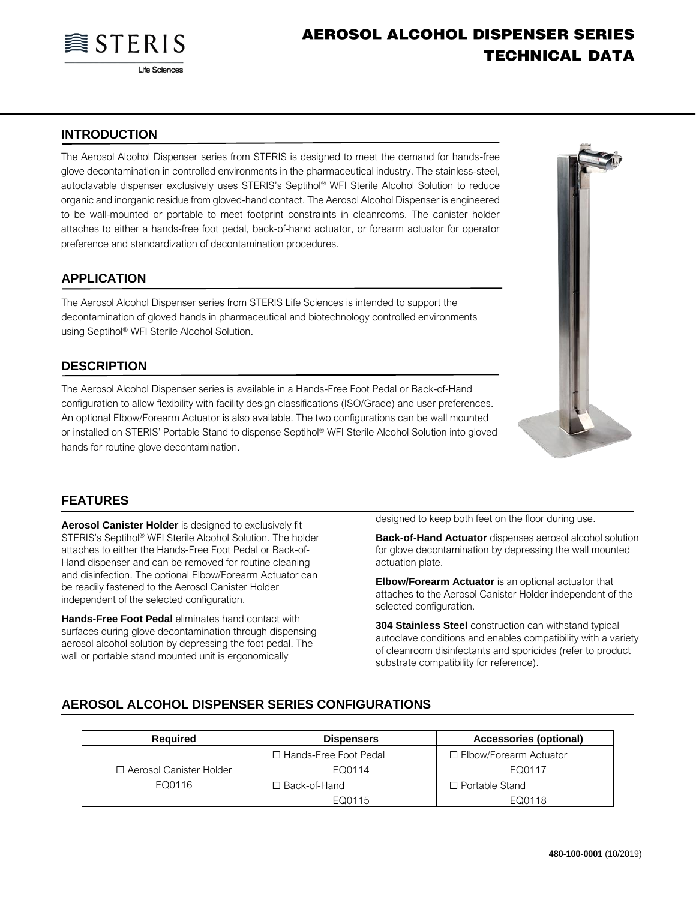# AEROSOL ALCOHOL DISPENSER SERIES TECHNICAL DATA

## INTRODUCTION

The Aerosol Alcohol Dispenser series from STERIS is designed to meet the demand for hands-free glove decontamination in controlled environments in the pharmaceutical industry. The stainless-steel, autoclavable dispenser exclusively uses STERIS's Septihol® WFI Sterile Alcohol Solution to reduce organic and inorganic residue from gloved-hand contact. The Aerosol Alcohol Dispenser is engineered to be wall-mounted or portable to meet footprint constraints in cleanrooms. The canister holder attaches to either a hands-free foot pedal, back-of-hand actuator, or forearm actuator for operator preference and standardization of decontamination procedures.

## APPLICATION

The Aerosol Alcohol Dispenser series from STERIS Life Sciences is intended to support the decontamination of gloved hands in pharmaceutical and biotechnology controlled environments using Septihol® WFI Sterile Alcohol Solution.

## DESCRIPTION

The Aerosol Alcohol Dispenser series is available in a Hands-Free Foot Pedal or Back-of-Hand configuration to allow flexibility with facility design classifications (ISO/Grade) and user preferences. An optional Elbow/Forearm Actuator is also available. The two configurations can be wall mounted or installed on STERIS' Portable Stand to dispense Septihol® WFI Sterile Alcohol Solution into gloved hands for routine glove decontamination.

## FEATURES

**Aerosol Canister Holder** is designed to exclusively fit STERIS's Septihol® WFI Sterile Alcohol Solution. The holder attaches to either the Hands-Free Foot Pedal or Back-of-Hand dispenser and can be removed for routine cleaning and disinfection. The optional Elbow/Forearm Actuator can be readily fastened to the Aerosol Canister Holder independent of the selected configuration.

**Hands-Free Foot Pedal** eliminates hand contact with surfaces during glove decontamination through dispensing aerosol alcohol solution by depressing the foot pedal. The wall or portable stand mounted unit is ergonomically designed to keep both feet on the floor during use.

**Back-of-Hand Actuator** dispenses aerosol alcohol solution for glove decontamination by depressing the wall mounted actuation plate.

**Elbow/Forearm Actuator** is an optional actuator that attaches to the Aerosol Canister Holder independent of the selected configuration.

**304 Stainless Steel** construction can withstand typical autoclave conditions and enables compatibility with a variety of cleanroom disinfectants and sporicides (refer to product substrate compatibility for reference).

## AEROSOL ALCOHOL DISPENSER SERIES CONFIGURATIONS

| Required | Dispensers | Accessories (optional) |
|---|---|---|
| ☐ Aerosol Canister Holder EQ0116 | ☐ Hands-Free Foot Pedal EQ0114 | ☐ Elbow/Forearm Actuator EQ0117 |
| | ☐ Back-of-Hand EQ0115 | ☐ Portable Stand EQ0118 |

480-100-0001 (10/2019)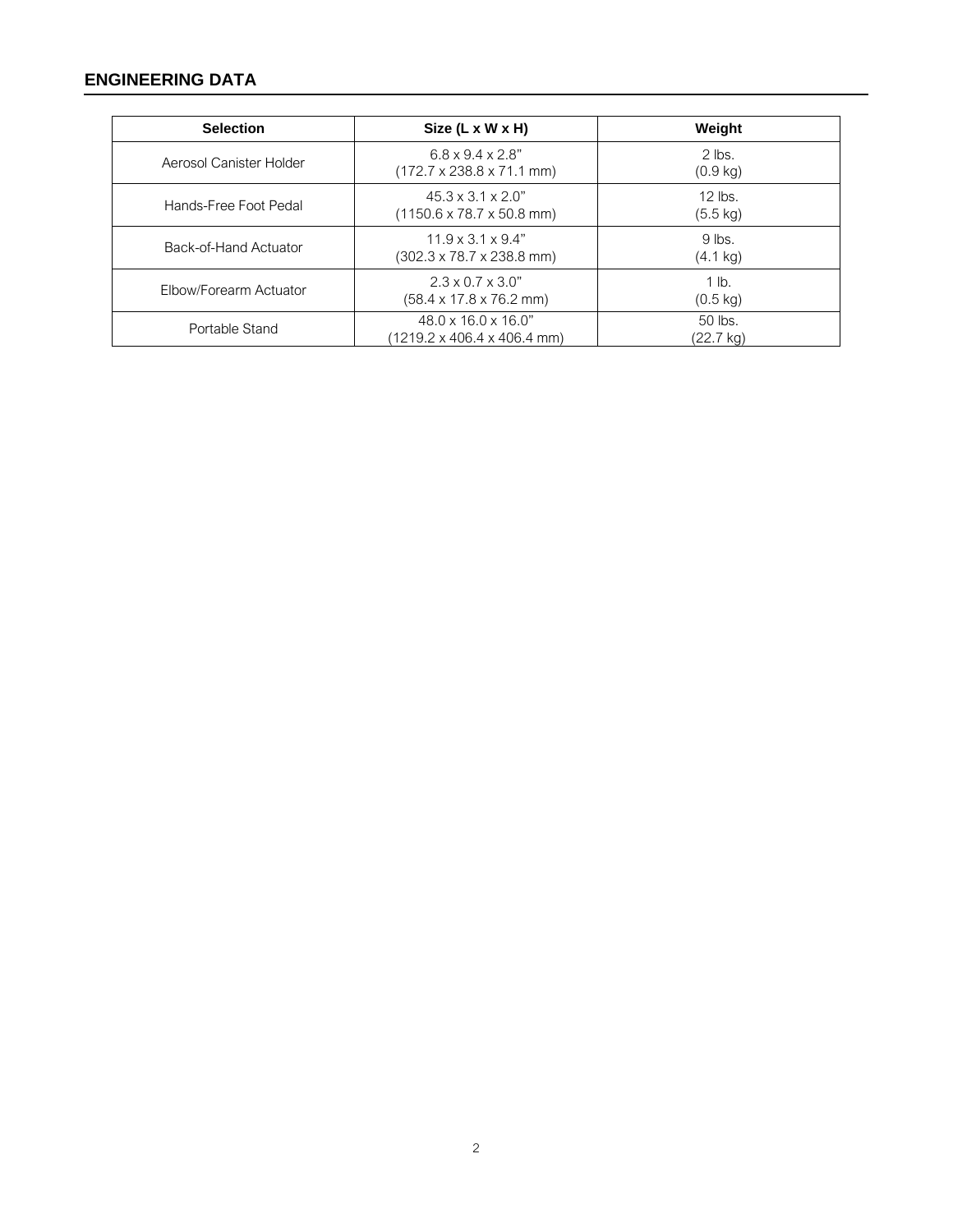## ENGINEERING DATA

| Selection | Size (L x W x H) | Weight |
|---|---|---|
| Aerosol Canister Holder | 6.8 x 9.4 x 2.8"<br>(172.7 x 238.8 x 71.1 mm) | 2 lbs.<br>(0.9 kg) |
| Hands-Free Foot Pedal | 45.3 x 3.1 x 2.0"<br>(1150.6 x 78.7 x 50.8 mm) | 12 lbs.<br>(5.5 kg) |
| Back-of-Hand Actuator | 11.9 x 3.1 x 9.4"<br>(302.3 x 78.7 x 238.8 mm) | 9 lbs.<br>(4.1 kg) |
| Elbow/Forearm Actuator | 2.3 x 0.7 x 3.0"<br>(58.4 x 17.8 x 76.2 mm) | 1 lb.<br>(0.5 kg) |
| Portable Stand | 48.0 x 16.0 x 16.0"<br>(1219.2 x 406.4 x 406.4 mm) | 50 lbs.<br>(22.7 kg) |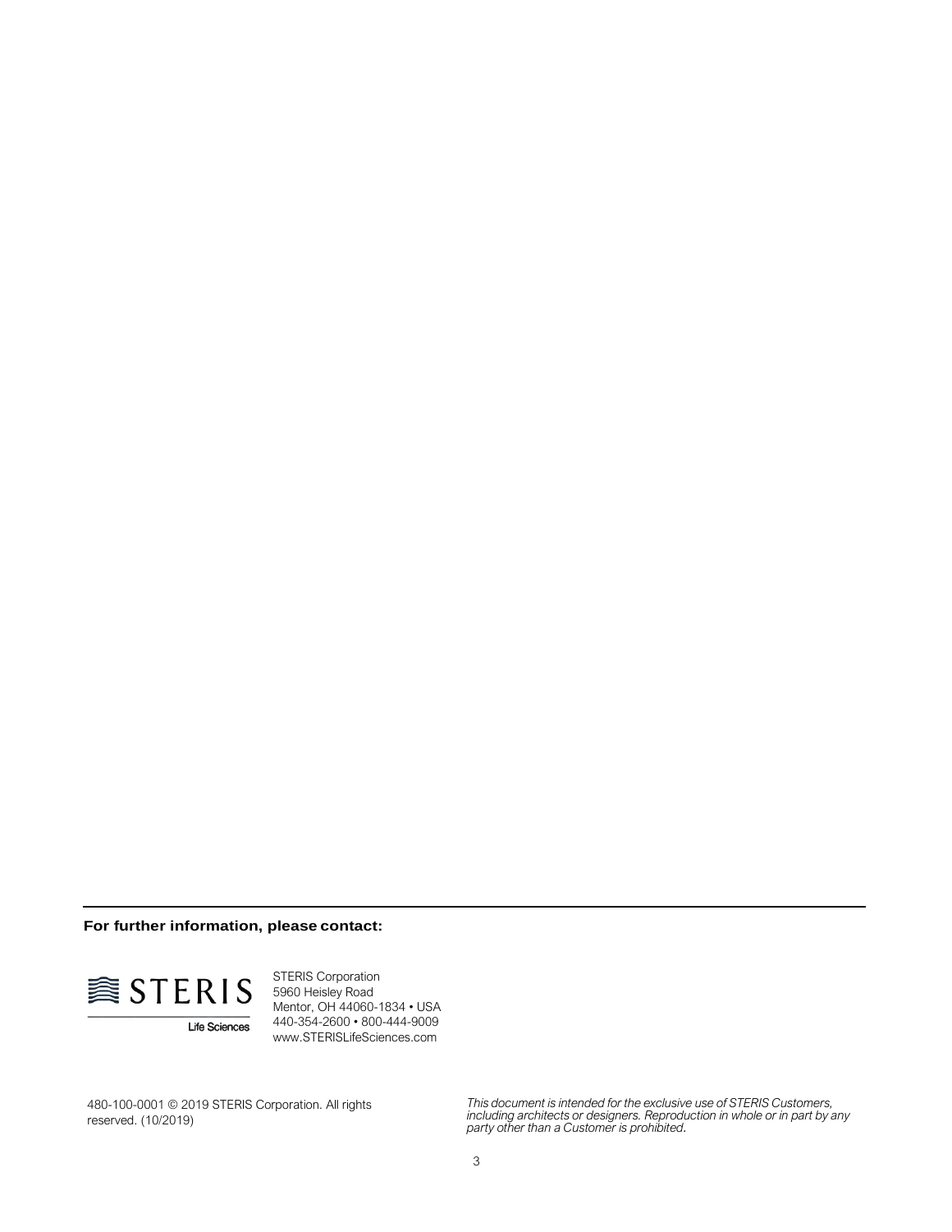**For further information, please contact:**

STERIS

Life Sciences

STERIS Corporation
5960 Heisley Road
Mentor, OH 44060-1834 • USA
440-354-2600 • 800-444-9009
www.STERISLifeSciences.com

480-100-0001 © 2019 STERIS Corporation. All rights reserved. (10/2019)

*This document is intended for the exclusive use of STERIS Customers, including architects or designers. Reproduction in whole or in part by any party other than a Customer is prohibited.*